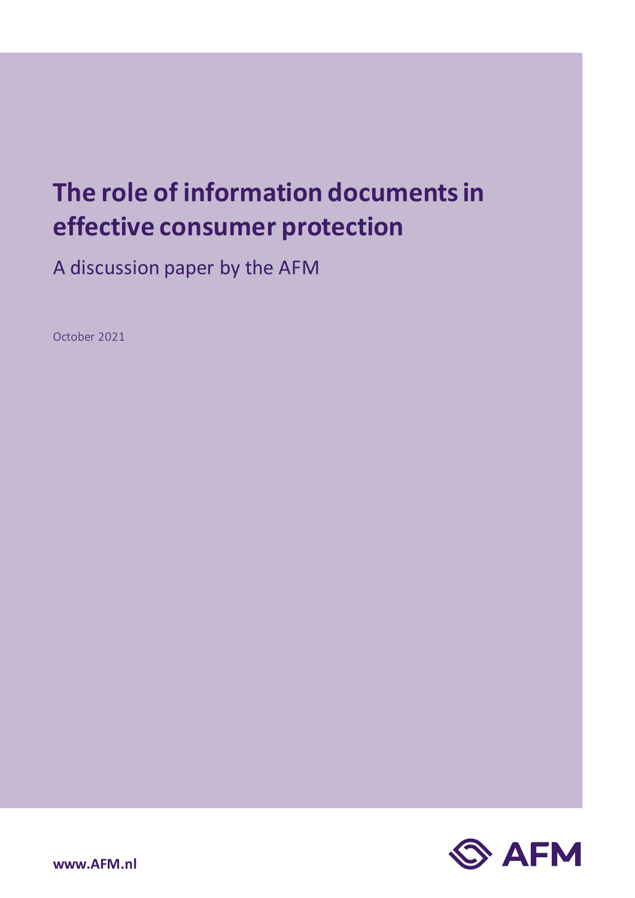# The role of information documents in effective consumer protection

A discussion paper by the AFM

October 2021

www.AFM.nl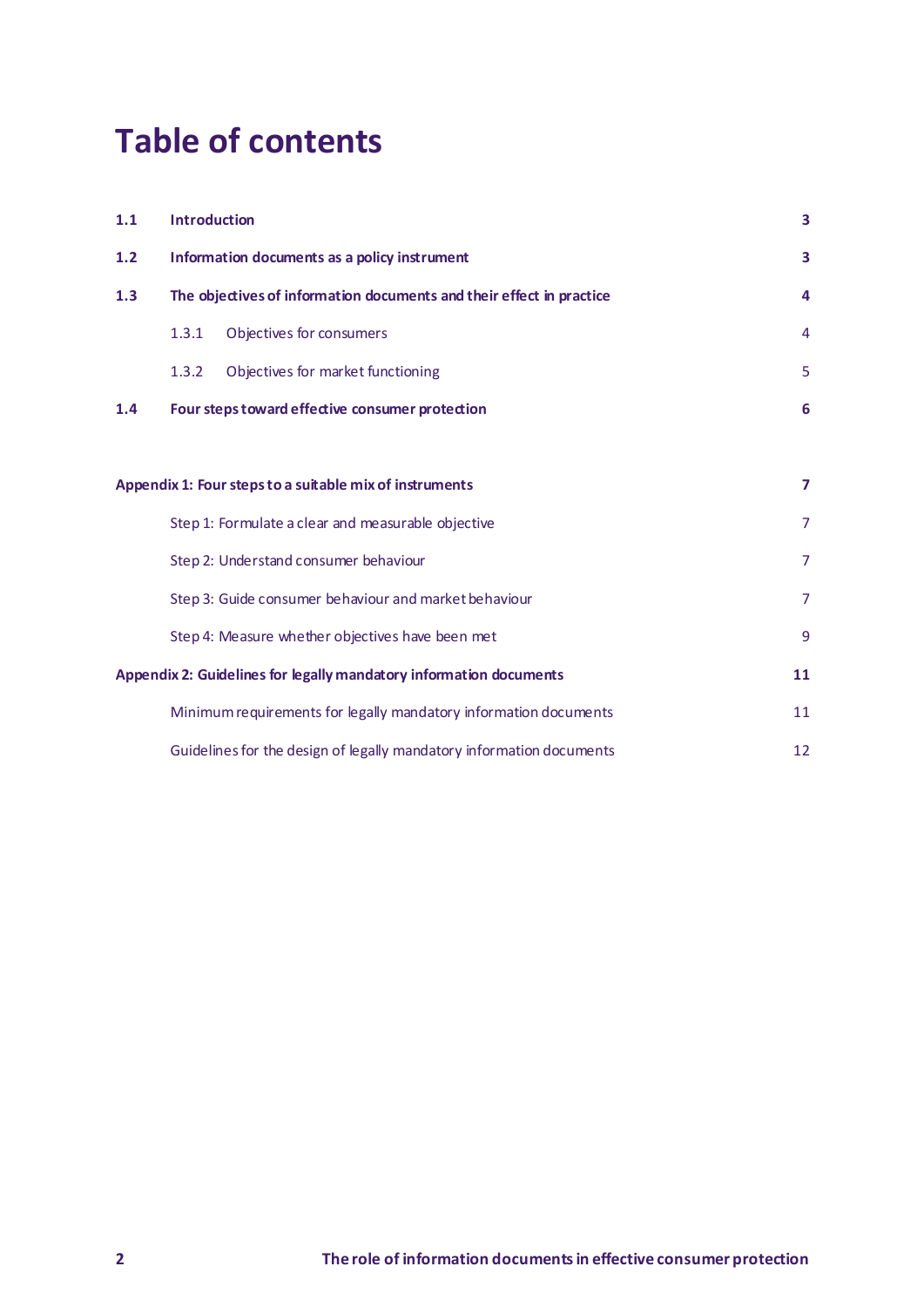# Table of contents

| | | |
|---|---|---|
| **1.1** | **Introduction** | **3** |
| **1.2** | **Information documents as a policy instrument** | **3** |
| **1.3** | **The objectives of information documents and their effect in practice** | **4** |
| | 1.3.1 Objectives for consumers | 4 |
| | 1.3.2 Objectives for market functioning | 5 |
| **1.4** | **Four steps toward effective consumer protection** | **6** |
| **Appendix 1: Four steps to a suitable mix of instruments** | | **7** |
| | Step 1: Formulate a clear and measurable objective | 7 |
| | Step 2: Understand consumer behaviour | 7 |
| | Step 3: Guide consumer behaviour and market behaviour | 7 |
| | Step 4: Measure whether objectives have been met | 9 |
| **Appendix 2: Guidelines for legally mandatory information documents** | | **11** |
| | Minimum requirements for legally mandatory information documents | 11 |
| | Guidelines for the design of legally mandatory information documents | 12 |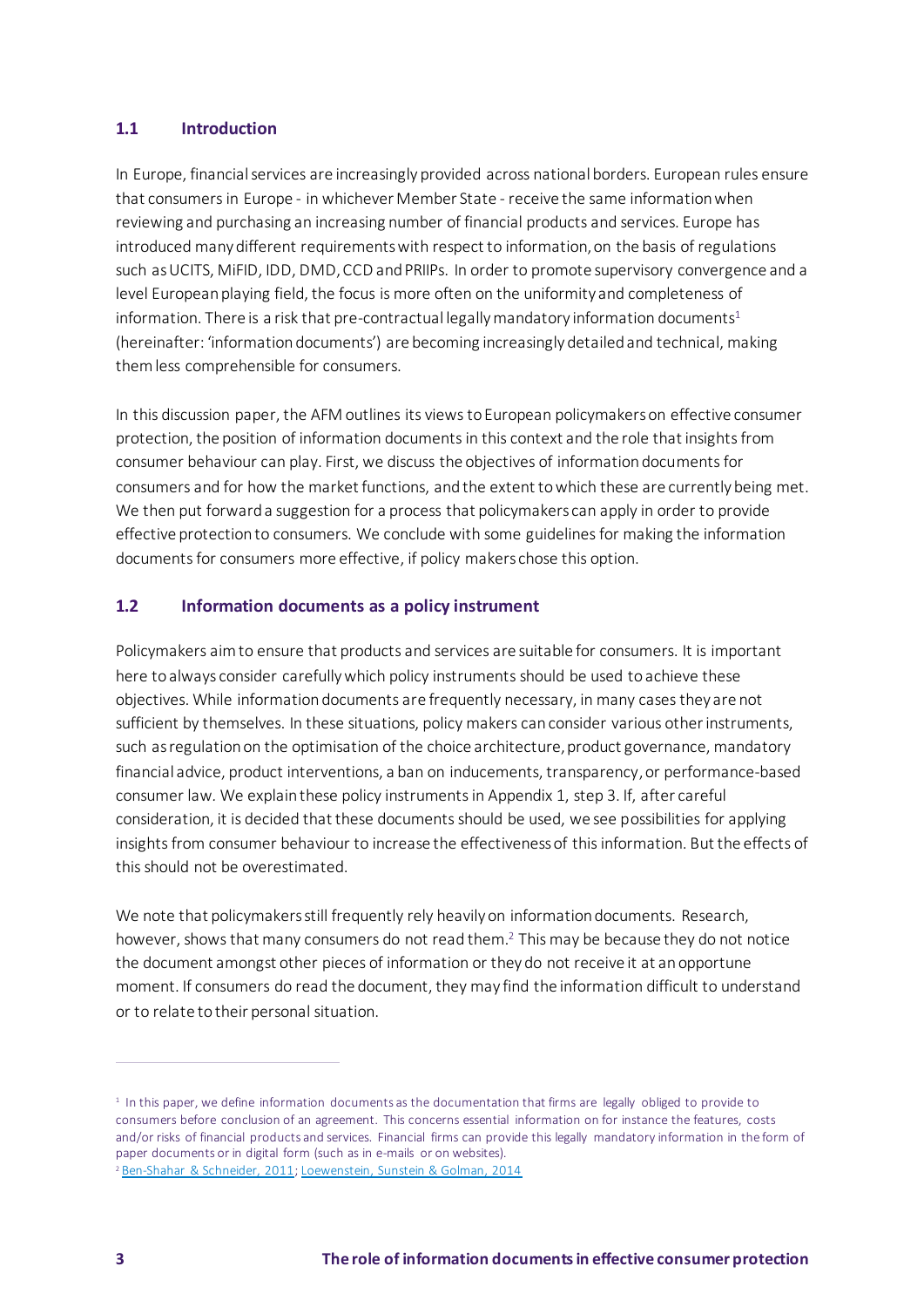## 1.1 Introduction

In Europe, financial services are increasingly provided across national borders. European rules ensure that consumers in Europe - in whichever Member State - receive the same information when reviewing and purchasing an increasing number of financial products and services. Europe has introduced many different requirements with respect to information, on the basis of regulations such as UCITS, MiFID, IDD, DMD, CCD and PRIIPs. In order to promote supervisory convergence and a level European playing field, the focus is more often on the uniformity and completeness of information. There is a risk that pre-contractual legally mandatory information documents[1] (hereinafter: 'information documents') are becoming increasingly detailed and technical, making them less comprehensible for consumers.

In this discussion paper, the AFM outlines its views to European policymakers on effective consumer protection, the position of information documents in this context and the role that insights from consumer behaviour can play. First, we discuss the objectives of information documents for consumers and for how the market functions, and the extent to which these are currently being met. We then put forward a suggestion for a process that policymakers can apply in order to provide effective protection to consumers. We conclude with some guidelines for making the information documents for consumers more effective, if policy makers chose this option.

## 1.2 Information documents as a policy instrument

Policymakers aim to ensure that products and services are suitable for consumers. It is important here to always consider carefully which policy instruments should be used to achieve these objectives. While information documents are frequently necessary, in many cases they are not sufficient by themselves. In these situations, policy makers can consider various other instruments, such as regulation on the optimisation of the choice architecture, product governance, mandatory financial advice, product interventions, a ban on inducements, transparency, or performance-based consumer law. We explain these policy instruments in Appendix 1, step 3. If, after careful consideration, it is decided that these documents should be used, we see possibilities for applying insights from consumer behaviour to increase the effectiveness of this information. But the effects of this should not be overestimated.

We note that policymakers still frequently rely heavily on information documents. Research, however, shows that many consumers do not read them.[2] This may be because they do not notice the document amongst other pieces of information or they do not receive it at an opportune moment. If consumers do read the document, they may find the information difficult to understand or to relate to their personal situation.

---

[1] In this paper, we define information documents as the documentation that firms are legally obliged to provide to consumers before conclusion of an agreement. This concerns essential information on for instance the features, costs and/or risks of financial products and services. Financial firms can provide this legally mandatory information in the form of paper documents or in digital form (such as in e-mails or on websites).

[2] Ben-Shahar & Schneider, 2011; Loewenstein, Sunstein & Golman, 2014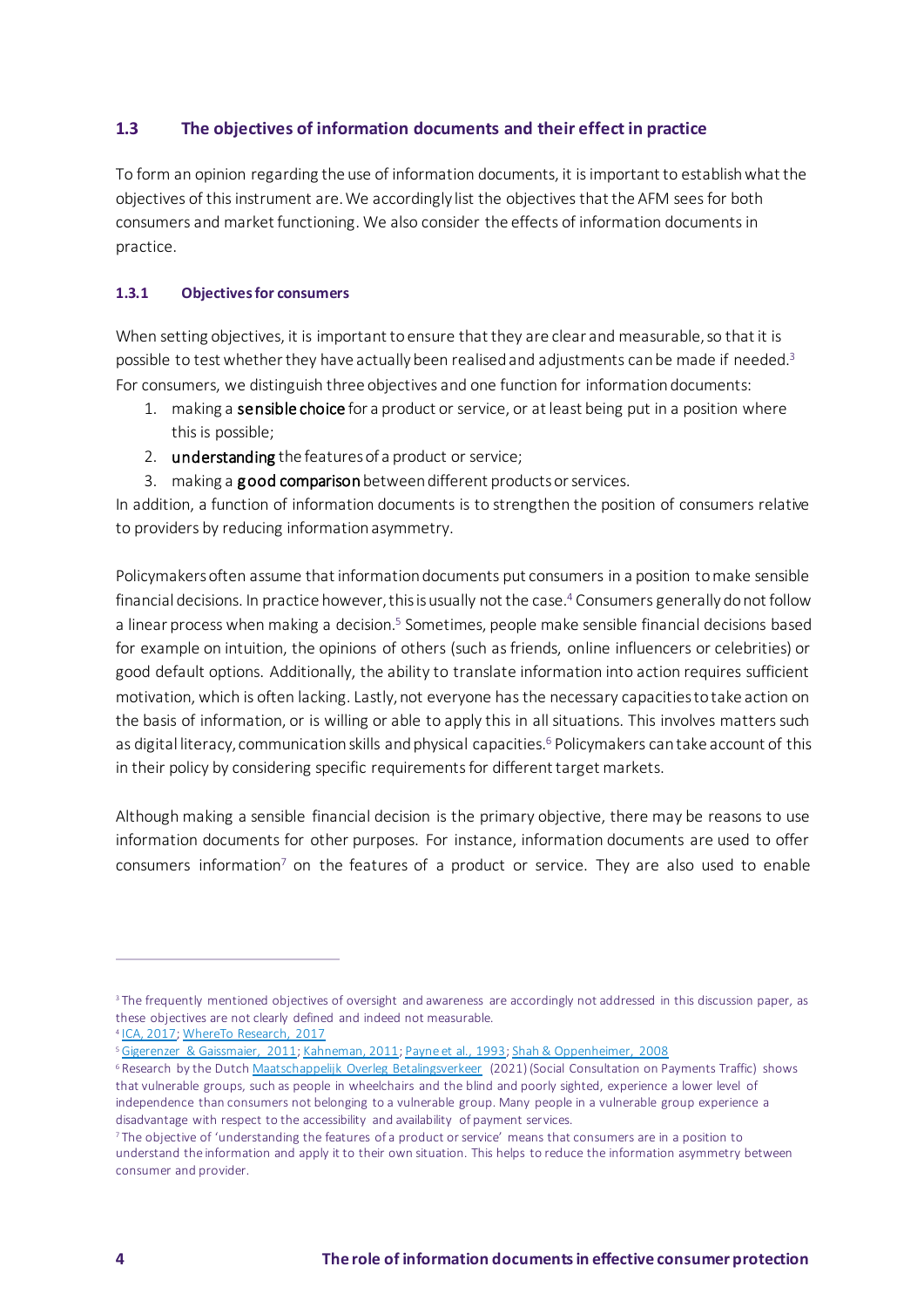## 1.3 The objectives of information documents and their effect in practice

To form an opinion regarding the use of information documents, it is important to establish what the objectives of this instrument are. We accordingly list the objectives that the AFM sees for both consumers and market functioning. We also consider the effects of information documents in practice.

### 1.3.1 Objectives for consumers

When setting objectives, it is important to ensure that they are clear and measurable, so that it is possible to test whether they have actually been realised and adjustments can be made if needed.[3] For consumers, we distinguish three objectives and one function for information documents:

1. making a **sensible choice** for a product or service, or at least being put in a position where this is possible;
2. **understanding** the features of a product or service;
3. making a **good comparison** between different products or services.

In addition, a function of information documents is to strengthen the position of consumers relative to providers by reducing information asymmetry.

Policymakers often assume that information documents put consumers in a position to make sensible financial decisions. In practice however, this is usually not the case.[4] Consumers generally do not follow a linear process when making a decision.[5] Sometimes, people make sensible financial decisions based for example on intuition, the opinions of others (such as friends, online influencers or celebrities) or good default options. Additionally, the ability to translate information into action requires sufficient motivation, which is often lacking. Lastly, not everyone has the necessary capacities to take action on the basis of information, or is willing or able to apply this in all situations. This involves matters such as digital literacy, communication skills and physical capacities.[6] Policymakers can take account of this in their policy by considering specific requirements for different target markets.

Although making a sensible financial decision is the primary objective, there may be reasons to use information documents for other purposes. For instance, information documents are used to offer consumers information[7] on the features of a product or service. They are also used to enable

---

[3] The frequently mentioned objectives of oversight and awareness are accordingly not addressed in this discussion paper, as these objectives are not clearly defined and indeed not measurable.

[4] ICA, 2017; WhereTo Research, 2017

[5] Gigerenzer & Gaissmaier, 2011; Kahneman, 2011; Payne et al., 1993; Shah & Oppenheimer, 2008

[6] Research by the Dutch Maatschappelijk Overleg Betalingsverkeer (2021) (Social Consultation on Payments Traffic) shows that vulnerable groups, such as people in wheelchairs and the blind and poorly sighted, experience a lower level of independence than consumers not belonging to a vulnerable group. Many people in a vulnerable group experience a disadvantage with respect to the accessibility and availability of payment services.

[7] The objective of 'understanding the features of a product or service' means that consumers are in a position to understand the information and apply it to their own situation. This helps to reduce the information asymmetry between consumer and provider.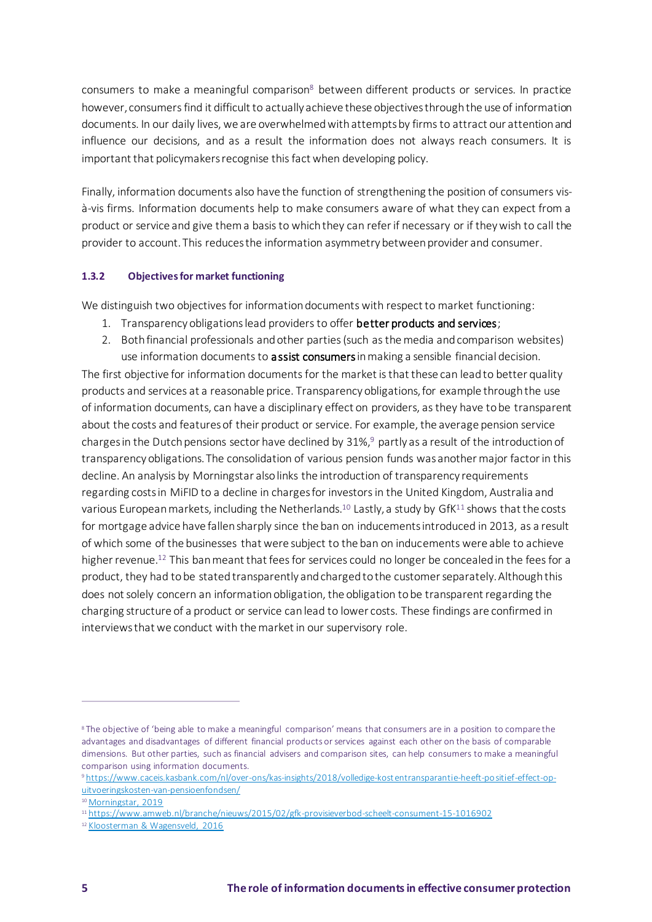consumers to make a meaningful comparison[8] between different products or services. In practice however, consumers find it difficult to actually achieve these objectives through the use of information documents. In our daily lives, we are overwhelmed with attempts by firms to attract our attention and influence our decisions, and as a result the information does not always reach consumers. It is important that policymakers recognise this fact when developing policy.

Finally, information documents also have the function of strengthening the position of consumers vis-à-vis firms. Information documents help to make consumers aware of what they can expect from a product or service and give them a basis to which they can refer if necessary or if they wish to call the provider to account. This reduces the information asymmetry between provider and consumer.

### 1.3.2 Objectives for market functioning

We distinguish two objectives for information documents with respect to market functioning:

1. Transparency obligations lead providers to offer **better products and services**;
2. Both financial professionals and other parties (such as the media and comparison websites) use information documents to **assist consumers** in making a sensible financial decision.

The first objective for information documents for the market is that these can lead to better quality products and services at a reasonable price. Transparency obligations, for example through the use of information documents, can have a disciplinary effect on providers, as they have to be transparent about the costs and features of their product or service. For example, the average pension service charges in the Dutch pensions sector have declined by 31%,[9] partly as a result of the introduction of transparency obligations. The consolidation of various pension funds was another major factor in this decline. An analysis by Morningstar also links the introduction of transparency requirements regarding costs in MiFID to a decline in charges for investors in the United Kingdom, Australia and various European markets, including the Netherlands.[10] Lastly, a study by GfK[11] shows that the costs for mortgage advice have fallen sharply since the ban on inducements introduced in 2013, as a result of which some of the businesses that were subject to the ban on inducements were able to achieve higher revenue.[12] This ban meant that fees for services could no longer be concealed in the fees for a product, they had to be stated transparently and charged to the customer separately. Although this does not solely concern an information obligation, the obligation to be transparent regarding the charging structure of a product or service can lead to lower costs. These findings are confirmed in interviews that we conduct with the market in our supervisory role.

---

[8] The objective of 'being able to make a meaningful comparison' means that consumers are in a position to compare the advantages and disadvantages of different financial products or services against each other on the basis of comparable dimensions. But other parties, such as financial advisers and comparison sites, can help consumers to make a meaningful comparison using information documents.

[9] https://www.caceis.kasbank.com/nl/over-ons/kas-insights/2018/volledige-kostentransparantie-heeft-positief-effect-op-uitvoeringskosten-van-pensioenfondsen/

[10] Morningstar, 2019

[11] https://www.amweb.nl/branche/nieuws/2015/02/gfk-provisieverbod-scheelt-consument-15-1016902

[12] Kloosterman & Wagensveld, 2016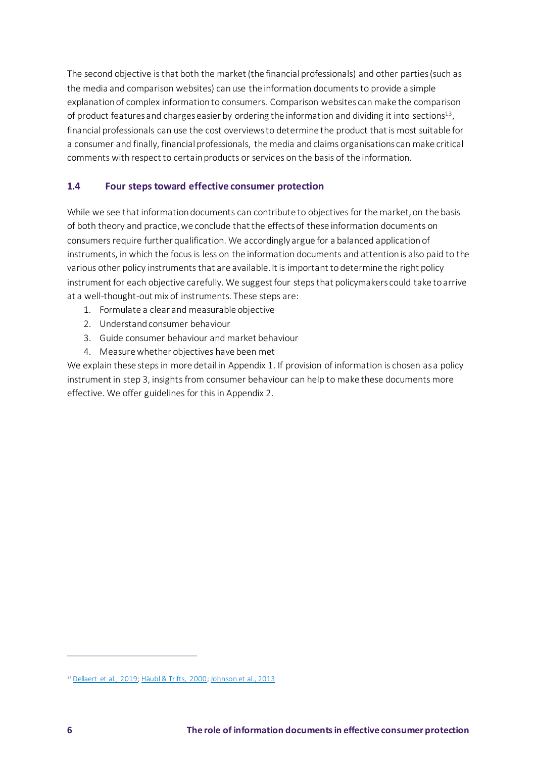The second objective is that both the market (the financial professionals) and other parties (such as the media and comparison websites) can use the information documents to provide a simple explanation of complex information to consumers. Comparison websites can make the comparison of product features and charges easier by ordering the information and dividing it into sections[13], financial professionals can use the cost overviews to determine the product that is most suitable for a consumer and finally, financial professionals, the media and claims organisations can make critical comments with respect to certain products or services on the basis of the information.

### 1.4 Four steps toward effective consumer protection

While we see that information documents can contribute to objectives for the market, on the basis of both theory and practice, we conclude that the effects of these information documents on consumers require further qualification. We accordingly argue for a balanced application of instruments, in which the focus is less on the information documents and attention is also paid to the various other policy instruments that are available. It is important to determine the right policy instrument for each objective carefully. We suggest four steps that policymakers could take to arrive at a well-thought-out mix of instruments. These steps are:

1. Formulate a clear and measurable objective
2. Understand consumer behaviour
3. Guide consumer behaviour and market behaviour
4. Measure whether objectives have been met

We explain these steps in more detail in Appendix 1. If provision of information is chosen as a policy instrument in step 3, insights from consumer behaviour can help to make these documents more effective. We offer guidelines for this in Appendix 2.

---

[13] Dellaert et al., 2019; Häubl & Trifts, 2000; Johnson et al., 2013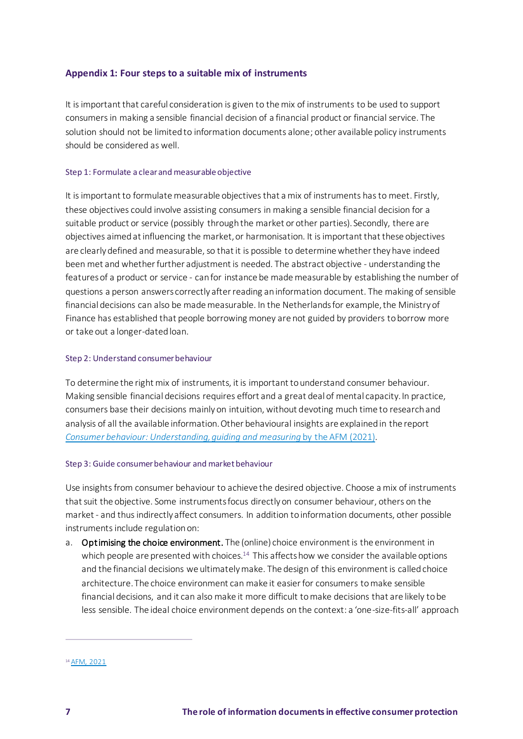## Appendix 1: Four steps to a suitable mix of instruments

It is important that careful consideration is given to the mix of instruments to be used to support consumers in making a sensible financial decision of a financial product or financial service. The solution should not be limited to information documents alone; other available policy instruments should be considered as well.

### Step 1: Formulate a clear and measurable objective

It is important to formulate measurable objectives that a mix of instruments has to meet. Firstly, these objectives could involve assisting consumers in making a sensible financial decision for a suitable product or service (possibly through the market or other parties). Secondly, there are objectives aimed at influencing the market, or harmonisation. It is important that these objectives are clearly defined and measurable, so that it is possible to determine whether they have indeed been met and whether further adjustment is needed. The abstract objective - understanding the features of a product or service - can for instance be made measurable by establishing the number of questions a person answers correctly after reading an information document. The making of sensible financial decisions can also be made measurable. In the Netherlands for example, the Ministry of Finance has established that people borrowing money are not guided by providers to borrow more or take out a longer-dated loan.

### Step 2: Understand consumer behaviour

To determine the right mix of instruments, it is important to understand consumer behaviour. Making sensible financial decisions requires effort and a great deal of mental capacity. In practice, consumers base their decisions mainly on intuition, without devoting much time to research and analysis of all the available information. Other behavioural insights are explained in the report *Consumer behaviour: Understanding, guiding and measuring* by the AFM (2021).

### Step 3: Guide consumer behaviour and market behaviour

Use insights from consumer behaviour to achieve the desired objective. Choose a mix of instruments that suit the objective. Some instruments focus directly on consumer behaviour, others on the market - and thus indirectly affect consumers. In addition to information documents, other possible instruments include regulation on:

a. **Optimising the choice environment.** The (online) choice environment is the environment in which people are presented with choices.[14] This affects how we consider the available options and the financial decisions we ultimately make. The design of this environment is called choice architecture. The choice environment can make it easier for consumers to make sensible financial decisions, and it can also make it more difficult to make decisions that are likely to be less sensible. The ideal choice environment depends on the context: a 'one-size-fits-all' approach

[14] AFM, 2021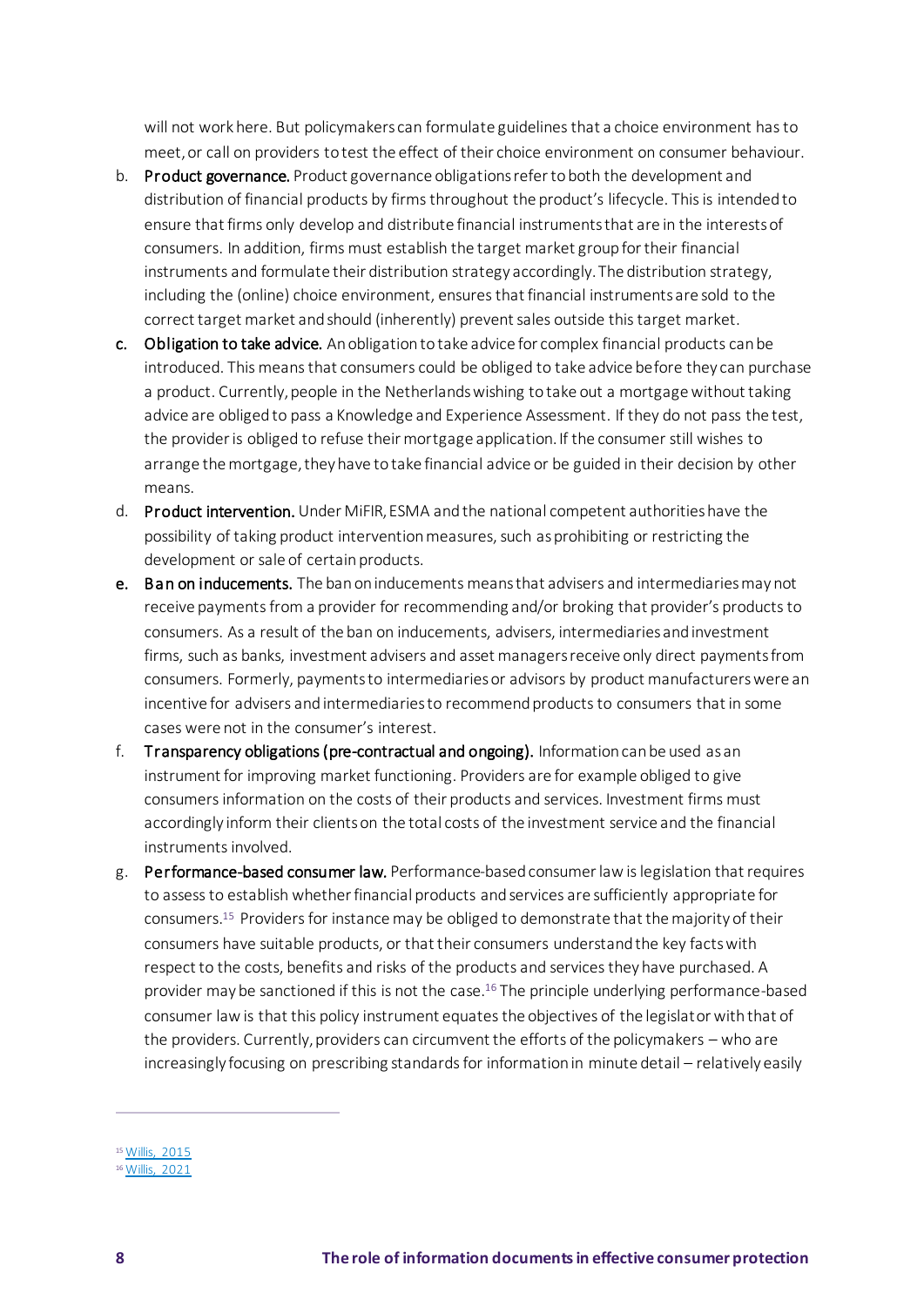will not work here. But policymakers can formulate guidelines that a choice environment has to meet, or call on providers to test the effect of their choice environment on consumer behaviour.

b. **Product governance.** Product governance obligations refer to both the development and distribution of financial products by firms throughout the product's lifecycle. This is intended to ensure that firms only develop and distribute financial instruments that are in the interests of consumers. In addition, firms must establish the target market group for their financial instruments and formulate their distribution strategy accordingly. The distribution strategy, including the (online) choice environment, ensures that financial instruments are sold to the correct target market and should (inherently) prevent sales outside this target market.

c. **Obligation to take advice.** An obligation to take advice for complex financial products can be introduced. This means that consumers could be obliged to take advice before they can purchase a product. Currently, people in the Netherlands wishing to take out a mortgage without taking advice are obliged to pass a Knowledge and Experience Assessment. If they do not pass the test, the provider is obliged to refuse their mortgage application. If the consumer still wishes to arrange the mortgage, they have to take financial advice or be guided in their decision by other means.

d. **Product intervention.** Under MiFIR, ESMA and the national competent authorities have the possibility of taking product intervention measures, such as prohibiting or restricting the development or sale of certain products.

e. **Ban on inducements.** The ban on inducements means that advisers and intermediaries may not receive payments from a provider for recommending and/or broking that provider's products to consumers. As a result of the ban on inducements, advisers, intermediaries and investment firms, such as banks, investment advisers and asset managers receive only direct payments from consumers. Formerly, payments to intermediaries or advisors by product manufacturers were an incentive for advisers and intermediaries to recommend products to consumers that in some cases were not in the consumer's interest.

f. **Transparency obligations (pre-contractual and ongoing).** Information can be used as an instrument for improving market functioning. Providers are for example obliged to give consumers information on the costs of their products and services. Investment firms must accordingly inform their clients on the total costs of the investment service and the financial instruments involved.

g. **Performance-based consumer law.** Performance-based consumer law is legislation that requires to assess to establish whether financial products and services are sufficiently appropriate for consumers.[15] Providers for instance may be obliged to demonstrate that the majority of their consumers have suitable products, or that their consumers understand the key facts with respect to the costs, benefits and risks of the products and services they have purchased. A provider may be sanctioned if this is not the case.[16] The principle underlying performance-based consumer law is that this policy instrument equates the objectives of the legislator with that of the providers. Currently, providers can circumvent the efforts of the policymakers – who are increasingly focusing on prescribing standards for information in minute detail – relatively easily

---

[15] Willis, 2015

[16] Willis, 2021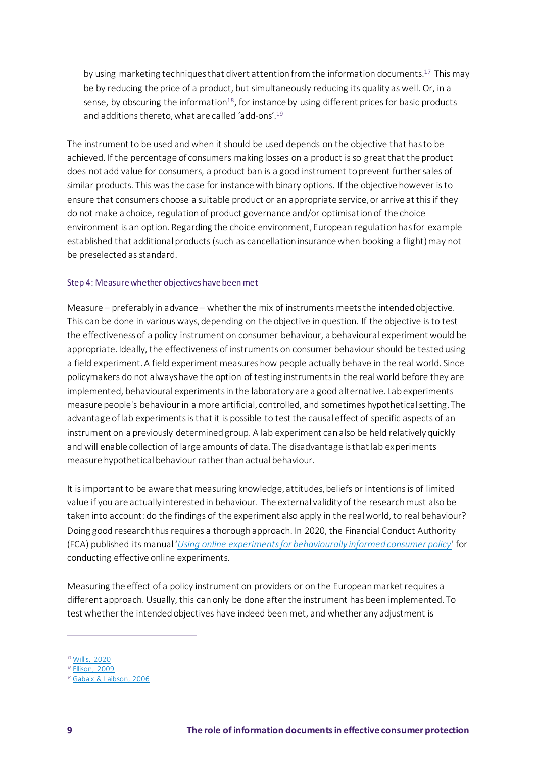by using marketing techniques that divert attention from the information documents.[17] This may be by reducing the price of a product, but simultaneously reducing its quality as well. Or, in a sense, by obscuring the information[18], for instance by using different prices for basic products and additions thereto, what are called 'add-ons'.[19]

The instrument to be used and when it should be used depends on the objective that has to be achieved. If the percentage of consumers making losses on a product is so great that the product does not add value for consumers, a product ban is a good instrument to prevent further sales of similar products. This was the case for instance with binary options. If the objective however is to ensure that consumers choose a suitable product or an appropriate service, or arrive at this if they do not make a choice, regulation of product governance and/or optimisation of the choice environment is an option. Regarding the choice environment, European regulation has for example established that additional products (such as cancellation insurance when booking a flight) may not be preselected as standard.

### Step 4: Measure whether objectives have been met

Measure – preferably in advance – whether the mix of instruments meets the intended objective. This can be done in various ways, depending on the objective in question. If the objective is to test the effectiveness of a policy instrument on consumer behaviour, a behavioural experiment would be appropriate. Ideally, the effectiveness of instruments on consumer behaviour should be tested using a field experiment. A field experiment measures how people actually behave in the real world. Since policymakers do not always have the option of testing instruments in the real world before they are implemented, behavioural experiments in the laboratory are a good alternative. Lab experiments measure people's behaviour in a more artificial, controlled, and sometimes hypothetical setting. The advantage of lab experiments is that it is possible to test the causal effect of specific aspects of an instrument on a previously determined group. A lab experiment can also be held relatively quickly and will enable collection of large amounts of data. The disadvantage is that lab experiments measure hypothetical behaviour rather than actual behaviour.

It is important to be aware that measuring knowledge, attitudes, beliefs or intentions is of limited value if you are actually interested in behaviour. The external validity of the research must also be taken into account: do the findings of the experiment also apply in the real world, to real behaviour? Doing good research thus requires a thorough approach. In 2020, the Financial Conduct Authority (FCA) published its manual '*Using online experiments for behaviourally informed consumer policy*' for conducting effective online experiments.

Measuring the effect of a policy instrument on providers or on the European market requires a different approach. Usually, this can only be done after the instrument has been implemented. To test whether the intended objectives have indeed been met, and whether any adjustment is

---

[17] Willis, 2020
[18] Ellison, 2009
[19] Gabaix & Laibson, 2006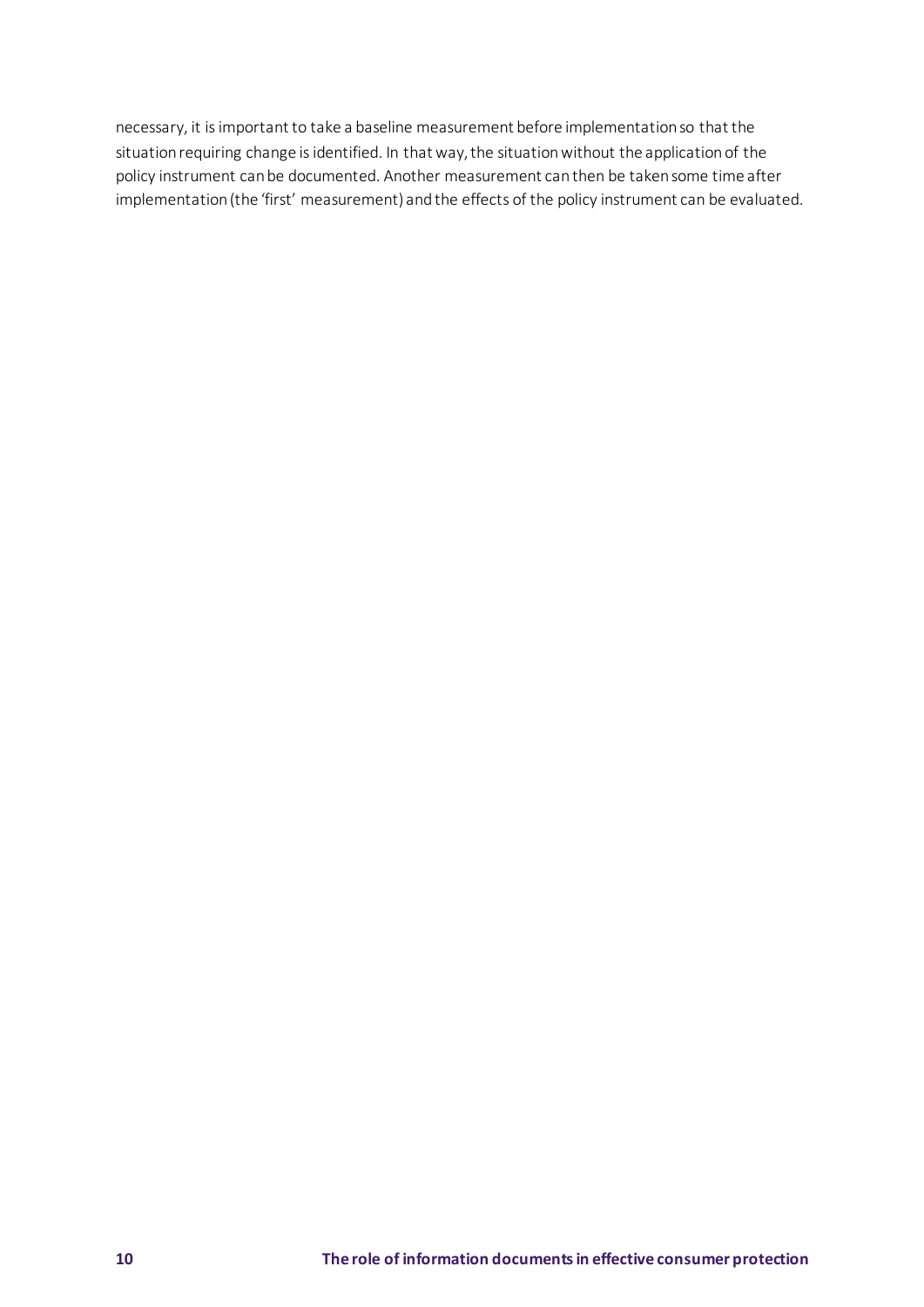necessary, it is important to take a baseline measurement before implementation so that the situation requiring change is identified. In that way, the situation without the application of the policy instrument can be documented. Another measurement can then be taken some time after implementation (the 'first' measurement) and the effects of the policy instrument can be evaluated.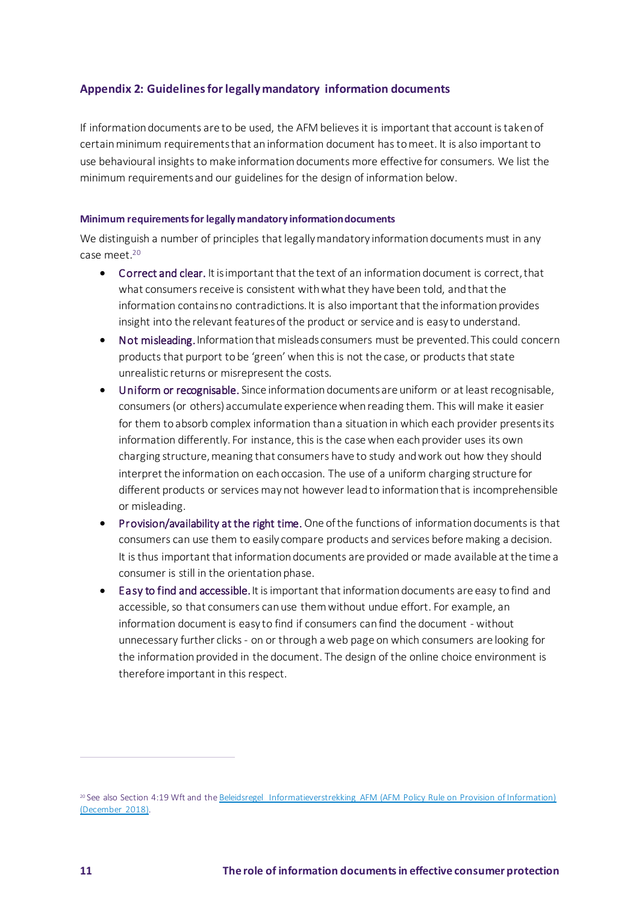## Appendix 2: Guidelines for legally mandatory information documents

If information documents are to be used, the AFM believes it is important that account is taken of certain minimum requirements that an information document has to meet. It is also important to use behavioural insights to make information documents more effective for consumers. We list the minimum requirements and our guidelines for the design of information below.

### Minimum requirements for legally mandatory information documents

We distinguish a number of principles that legally mandatory information documents must in any case meet.[20]

- Correct and clear. It is important that the text of an information document is correct, that what consumers receive is consistent with what they have been told, and that the information contains no contradictions. It is also important that the information provides insight into the relevant features of the product or service and is easy to understand.
- Not misleading. Information that misleads consumers must be prevented. This could concern products that purport to be 'green' when this is not the case, or products that state unrealistic returns or misrepresent the costs.
- Uniform or recognisable. Since information documents are uniform or at least recognisable, consumers (or others) accumulate experience when reading them. This will make it easier for them to absorb complex information than a situation in which each provider presents its information differently. For instance, this is the case when each provider uses its own charging structure, meaning that consumers have to study and work out how they should interpret the information on each occasion. The use of a uniform charging structure for different products or services may not however lead to information that is incomprehensible or misleading.
- Provision/availability at the right time. One of the functions of information documents is that consumers can use them to easily compare products and services before making a decision. It is thus important that information documents are provided or made available at the time a consumer is still in the orientation phase.
- Easy to find and accessible. It is important that information documents are easy to find and accessible, so that consumers can use them without undue effort. For example, an information document is easy to find if consumers can find the document - without unnecessary further clicks - on or through a web page on which consumers are looking for the information provided in the document. The design of the online choice environment is therefore important in this respect.

[20] See also Section 4:19 Wft and the Beleidsregel Informatieverstrekking AFM (AFM Policy Rule on Provision of Information) (December 2018).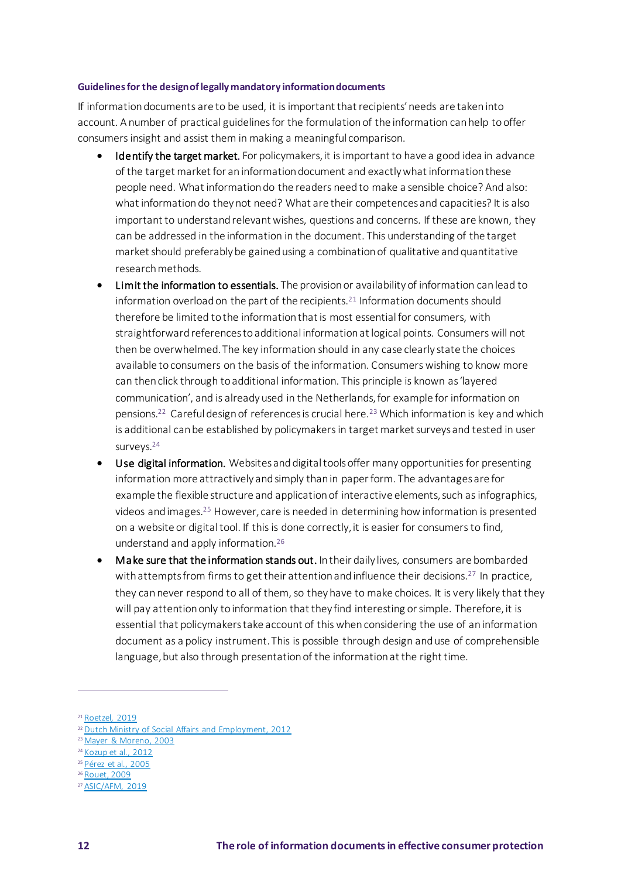#### Guidelines for the design of legally mandatory information documents

If information documents are to be used, it is important that recipients' needs are taken into account. A number of practical guidelines for the formulation of the information can help to offer consumers insight and assist them in making a meaningful comparison.

- **Identify the target market.** For policymakers, it is important to have a good idea in advance of the target market for an information document and exactly what information these people need. What information do the readers need to make a sensible choice? And also: what information do they not need? What are their competences and capacities? It is also important to understand relevant wishes, questions and concerns. If these are known, they can be addressed in the information in the document. This understanding of the target market should preferably be gained using a combination of qualitative and quantitative research methods.
- **Limit the information to essentials.** The provision or availability of information can lead to information overload on the part of the recipients.[21] Information documents should therefore be limited to the information that is most essential for consumers, with straightforward references to additional information at logical points. Consumers will not then be overwhelmed. The key information should in any case clearly state the choices available to consumers on the basis of the information. Consumers wishing to know more can then click through to additional information. This principle is known as 'layered communication', and is already used in the Netherlands, for example for information on pensions.[22] Careful design of references is crucial here.[23] Which information is key and which is additional can be established by policymakers in target market surveys and tested in user surveys.[24]
- **Use digital information.** Websites and digital tools offer many opportunities for presenting information more attractively and simply than in paper form. The advantages are for example the flexible structure and application of interactive elements, such as infographics, videos and images.[25] However, care is needed in determining how information is presented on a website or digital tool. If this is done correctly, it is easier for consumers to find, understand and apply information.[26]
- **Make sure that the information stands out.** In their daily lives, consumers are bombarded with attempts from firms to get their attention and influence their decisions.[27] In practice, they can never respond to all of them, so they have to make choices. It is very likely that they will pay attention only to information that they find interesting or simple. Therefore, it is essential that policymakers take account of this when considering the use of an information document as a policy instrument. This is possible through design and use of comprehensible language, but also through presentation of the information at the right time.

---

[21] Roetzel, 2019
[22] Dutch Ministry of Social Affairs and Employment, 2012
[23] Mayer & Moreno, 2003
[24] Kozup et al., 2012
[25] Pérez et al., 2005
[26] Rouet, 2009
[27] ASIC/AFM, 2019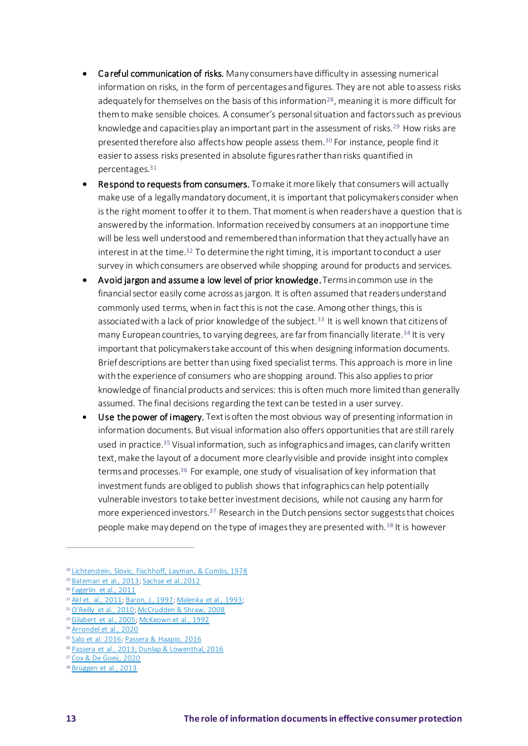- **Careful communication of risks.** Many consumers have difficulty in assessing numerical information on risks, in the form of percentages and figures. They are not able to assess risks adequately for themselves on the basis of this information[28], meaning it is more difficult for them to make sensible choices. A consumer's personal situation and factors such as previous knowledge and capacities play an important part in the assessment of risks.[29] How risks are presented therefore also affects how people assess them.[30] For instance, people find it easier to assess risks presented in absolute figures rather than risks quantified in percentages.[31]
- **Respond to requests from consumers.** To make it more likely that consumers will actually make use of a legally mandatory document, it is important that policymakers consider when is the right moment to offer it to them. That moment is when readers have a question that is answered by the information. Information received by consumers at an inopportune time will be less well understood and remembered than information that they actually have an interest in at the time.[32] To determine the right timing, it is important to conduct a user survey in which consumers are observed while shopping around for products and services.
- **Avoid jargon and assume a low level of prior knowledge.** Terms in common use in the financial sector easily come across as jargon. It is often assumed that readers understand commonly used terms, when in fact this is not the case. Among other things, this is associated with a lack of prior knowledge of the subject.[33] It is well known that citizens of many European countries, to varying degrees, are far from financially literate.[34] It is very important that policymakers take account of this when designing information documents. Brief descriptions are better than using fixed specialist terms. This approach is more in line with the experience of consumers who are shopping around. This also applies to prior knowledge of financial products and services: this is often much more limited than generally assumed. The final decisions regarding the text can be tested in a user survey.
- **Use the power of imagery.** Text is often the most obvious way of presenting information in information documents. But visual information also offers opportunities that are still rarely used in practice.[35] Visual information, such as infographics and images, can clarify written text, make the layout of a document more clearly visible and provide insight into complex terms and processes.[36] For example, one study of visualisation of key information that investment funds are obliged to publish shows that infographics can help potentially vulnerable investors to take better investment decisions, while not causing any harm for more experienced investors.[37] Research in the Dutch pensions sector suggests that choices people make may depend on the type of images they are presented with.[38] It is however

---

[28] Lichtenstein, Slovic, Fischhoff, Layman, & Combs, 1978
[29] Bateman et al., 2013; Sachse et al.,2012
[30] Fagerlin et al., 2011
[31] Akl et. al., 2011; Baron, J., 1997; Malenka et al., 1993;
[32] O'Reilly et al., 2010; McCrudden & Shraw, 2008
[33] Gilabert et al., 2005; McKeown et al., 1992
[34] Arrondel et al., 2020
[35] Salo et al. 2016; Passera & Haapio, 2016
[36] Passera et al., 2013; Dunlap & Lowenthal, 2016
[37] Cox & De Goeij, 2020
[38] Brüggen et al., 2013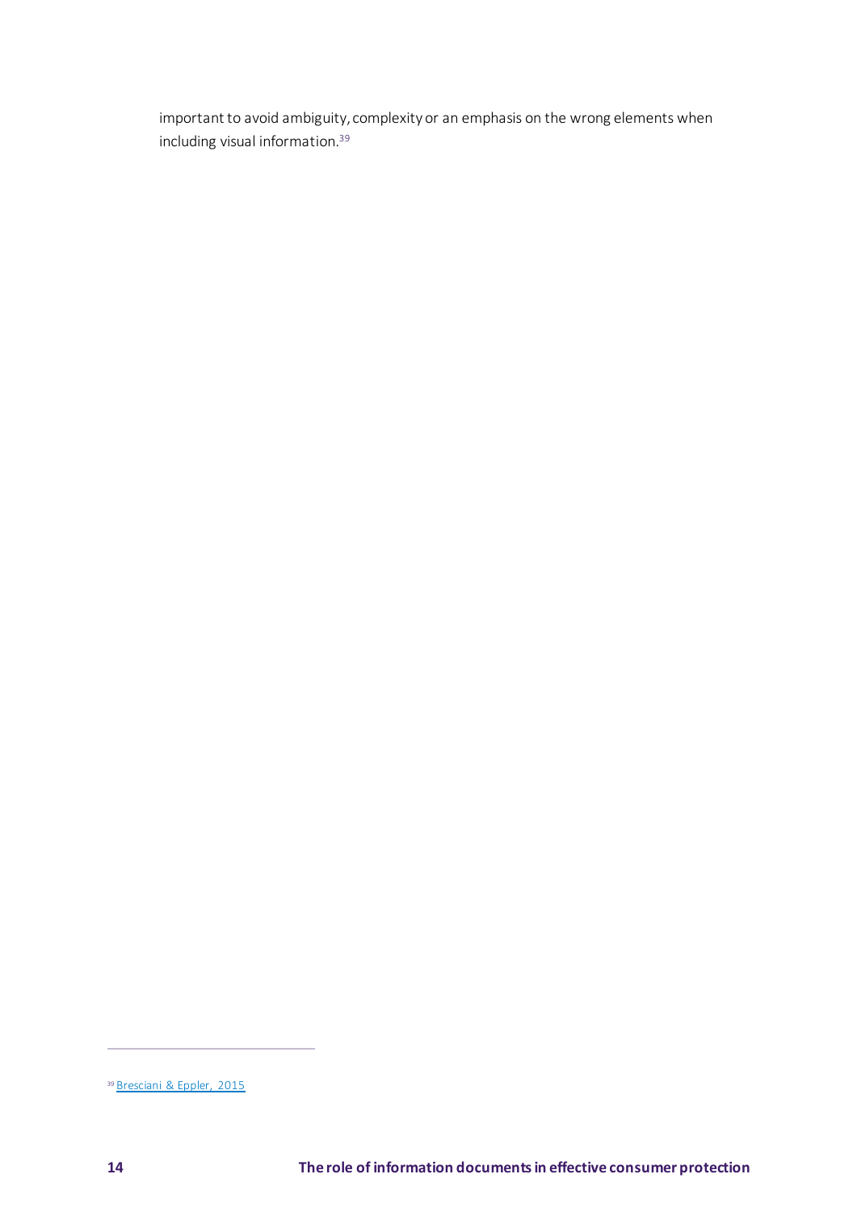important to avoid ambiguity, complexity or an emphasis on the wrong elements when including visual information.[39]

[39] Bresciani & Eppler, 2015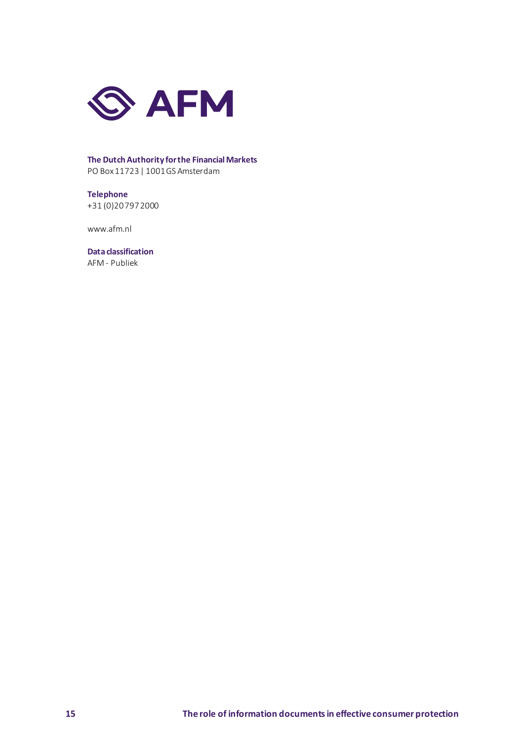AFM

**The Dutch Authority for the Financial Markets**
PO Box 11723 | 1001 GS Amsterdam

**Telephone**
+31 (0)20 797 2000

www.afm.nl

**Data classification**
AFM - Publiek